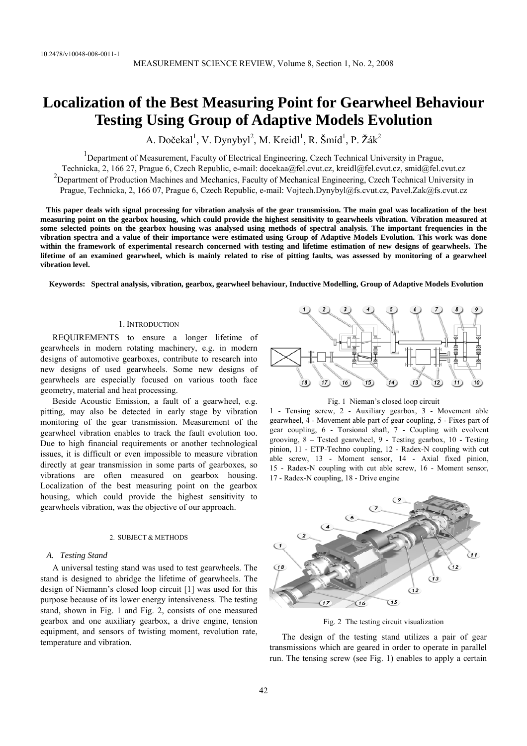10.2478/v10048-008-0011-1

# Localization of the Best Measuring Point for Gearwheel Behaviour Testing Using Group of Adaptive Models Evolution

A. Dočekal[1], V. Dynybyl[2], M. Kreidl[1], R. Šmíd[1], P. Žák[2]

[1]Department of Measurement, Faculty of Electrical Engineering, Czech Technical University in Prague, Technicka, 2, 166 27, Prague 6, Czech Republic, e-mail: docekaa@fel.cvut.cz, kreidl@fel.cvut.cz, smid@fel.cvut.cz
[2]Department of Production Machines and Mechanics, Faculty of Mechanical Engineering, Czech Technical University in Prague, Technicka, 2, 166 07, Prague 6, Czech Republic, e-mail: Vojtech.Dynybyl@fs.cvut.cz, Pavel.Zak@fs.cvut.cz

**This paper deals with signal processing for vibration analysis of the gear transmission. The main goal was localization of the best measuring point on the gearbox housing, which could provide the highest sensitivity to gearwheels vibration. Vibration measured at some selected points on the gearbox housing was analysed using methods of spectral analysis. The important frequencies in the vibration spectra and a value of their importance were estimated using Group of Adaptive Models Evolution. This work was done within the framework of experimental research concerned with testing and lifetime estimation of new designs of gearwheels. The lifetime of an examined gearwheel, which is mainly related to rise of pitting faults, was assessed by monitoring of a gearwheel vibration level.**

**Keywords: Spectral analysis, vibration, gearbox, gearwheel behaviour, Inductive Modelling, Group of Adaptive Models Evolution**

## 1. Introduction

REQUIREMENTS to ensure a longer lifetime of gearwheels in modern rotating machinery, e.g. in modern designs of automotive gearboxes, contribute to research into new designs of used gearwheels. Some new designs of gearwheels are especially focused on various tooth face geometry, material and heat processing.

Beside Acoustic Emission, a fault of a gearwheel, e.g. pitting, may also be detected in early stage by vibration monitoring of the gear transmission. Measurement of the gearwheel vibration enables to track the fault evolution too. Due to high financial requirements or another technological issues, it is difficult or even impossible to measure vibration directly at gear transmission in some parts of gearboxes, so vibrations are often measured on gearbox housing. Localization of the best measuring point on the gearbox housing, which could provide the highest sensitivity to gearwheels vibration, was the objective of our approach.

## 2. Subject & Methods

### *A. Testing Stand*

A universal testing stand was used to test gearwheels. The stand is designed to abridge the lifetime of gearwheels. The design of Niemann's closed loop circuit [1] was used for this purpose because of its lower energy intensiveness. The testing stand, shown in Fig. 1 and Fig. 2, consists of one measured gearbox and one auxiliary gearbox, a drive engine, tension equipment, and sensors of twisting moment, revolution rate, temperature and vibration.

Fig. 1 Nieman's closed loop circuit

1 - Tensing screw, 2 - Auxiliary gearbox, 3 - Movement able gearwheel, 4 - Movement able part of gear coupling, 5 - Fixes part of gear coupling, 6 - Torsional shaft, 7 - Coupling with evolvent grooving, 8 – Tested gearwheel, 9 - Testing gearbox, 10 - Testing pinion, 11 - ETP-Techno coupling, 12 - Radex-N coupling with cut able screw, 13 - Moment sensor, 14 - Axial fixed pinion, 15 - Radex-N coupling with cut able screw, 16 - Moment sensor, 17 - Radex-N coupling, 18 - Drive engine

Fig. 2 The testing circuit visualization

The design of the testing stand utilizes a pair of gear transmissions which are geared in order to operate in parallel run. The tensing screw (see Fig. 1) enables to apply a certain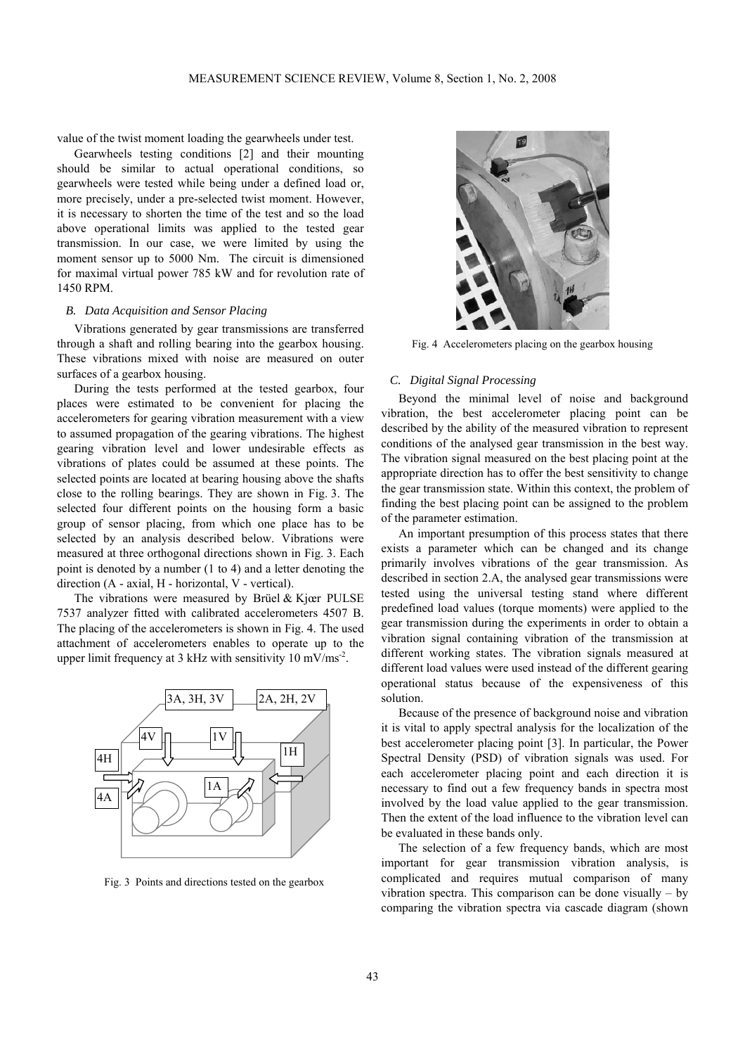value of the twist moment loading the gearwheels under test.

Gearwheels testing conditions [2] and their mounting should be similar to actual operational conditions, so gearwheels were tested while being under a defined load or, more precisely, under a pre-selected twist moment. However, it is necessary to shorten the time of the test and so the load above operational limits was applied to the tested gear transmission. In our case, we were limited by using the moment sensor up to 5000 Nm. The circuit is dimensioned for maximal virtual power 785 kW and for revolution rate of 1450 RPM.

### *B. Data Acquisition and Sensor Placing*

Vibrations generated by gear transmissions are transferred through a shaft and rolling bearing into the gearbox housing. These vibrations mixed with noise are measured on outer surfaces of a gearbox housing.

During the tests performed at the tested gearbox, four places were estimated to be convenient for placing the accelerometers for gearing vibration measurement with a view to assumed propagation of the gearing vibrations. The highest gearing vibration level and lower undesirable effects as vibrations of plates could be assumed at these points. The selected points are located at bearing housing above the shafts close to the rolling bearings. They are shown in Fig. 3. The selected four different points on the housing form a basic group of sensor placing, from which one place has to be selected by an analysis described below. Vibrations were measured at three orthogonal directions shown in Fig. 3. Each point is denoted by a number (1 to 4) and a letter denoting the direction (A - axial, H - horizontal, V - vertical).

The vibrations were measured by Brüel & Kjær PULSE 7537 analyzer fitted with calibrated accelerometers 4507 B. The placing of the accelerometers is shown in Fig. 4. The used attachment of accelerometers enables to operate up to the upper limit frequency at 3 kHz with sensitivity 10 mV/ms$^{-2}$.

3A, 3H, 3V
2A, 2H, 2V
4V
1V
4H
1H
4A
1A

Fig. 3 Points and directions tested on the gearbox

Fig. 4 Accelerometers placing on the gearbox housing

### *C. Digital Signal Processing*

Beyond the minimal level of noise and background vibration, the best accelerometer placing point can be described by the ability of the measured vibration to represent conditions of the analysed gear transmission in the best way. The vibration signal measured on the best placing point at the appropriate direction has to offer the best sensitivity to change the gear transmission state. Within this context, the problem of finding the best placing point can be assigned to the problem of the parameter estimation.

An important presumption of this process states that there exists a parameter which can be changed and its change primarily involves vibrations of the gear transmission. As described in section 2.A, the analysed gear transmissions were tested using the universal testing stand where different predefined load values (torque moments) were applied to the gear transmission during the experiments in order to obtain a vibration signal containing vibration of the transmission at different working states. The vibration signals measured at different load values were used instead of the different gearing operational status because of the expensiveness of this solution.

Because of the presence of background noise and vibration it is vital to apply spectral analysis for the localization of the best accelerometer placing point [3]. In particular, the Power Spectral Density (PSD) of vibration signals was used. For each accelerometer placing point and each direction it is necessary to find out a few frequency bands in spectra most involved by the load value applied to the gear transmission. Then the extent of the load influence to the vibration level can be evaluated in these bands only.

The selection of a few frequency bands, which are most important for gear transmission vibration analysis, is complicated and requires mutual comparison of many vibration spectra. This comparison can be done visually – by comparing the vibration spectra via cascade diagram (shown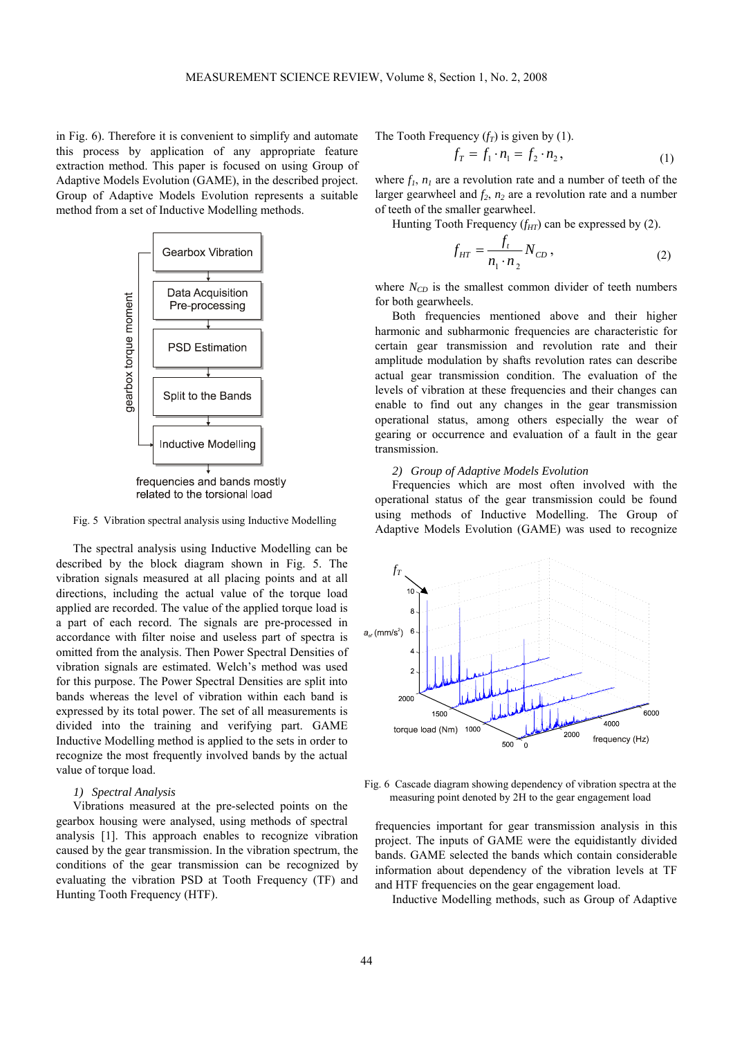in Fig. 6). Therefore it is convenient to simplify and automate this process by application of any appropriate feature extraction method. This paper is focused on using Group of Adaptive Models Evolution (GAME), in the described project. Group of Adaptive Models Evolution represents a suitable method from a set of Inductive Modelling methods.

Fig. 5 Vibration spectral analysis using Inductive Modelling

The spectral analysis using Inductive Modelling can be described by the block diagram shown in Fig. 5. The vibration signals measured at all placing points and at all directions, including the actual value of the torque load applied are recorded. The value of the applied torque load is a part of each record. The signals are pre-processed in accordance with filter noise and useless part of spectra is omitted from the analysis. Then Power Spectral Densities of vibration signals are estimated. Welch's method was used for this purpose. The Power Spectral Densities are split into bands whereas the level of vibration within each band is expressed by its total power. The set of all measurements is divided into the training and verifying part. GAME Inductive Modelling method is applied to the sets in order to recognize the most frequently involved bands by the actual value of torque load.

*1) Spectral Analysis*

Vibrations measured at the pre-selected points on the gearbox housing were analysed, using methods of spectral analysis [1]. This approach enables to recognize vibration caused by the gear transmission. In the vibration spectrum, the conditions of the gear transmission can be recognized by evaluating the vibration PSD at Tooth Frequency (TF) and Hunting Tooth Frequency (HTF).

The Tooth Frequency ($f_T$) is given by (1).

$$f_T = f_1 \cdot n_1 = f_2 \cdot n_2 , \qquad (1)$$

where $f_1$, $n_1$ are a revolution rate and a number of teeth of the larger gearwheel and $f_2$, $n_2$ are a revolution rate and a number of teeth of the smaller gearwheel.

Hunting Tooth Frequency ($f_{HT}$) can be expressed by (2).

$$f_{HT} = \frac{f_t}{n_1 \cdot n_2} N_{CD} , \qquad (2)$$

where $N_{CD}$ is the smallest common divider of teeth numbers for both gearwheels.

Both frequencies mentioned above and their higher harmonic and subharmonic frequencies are characteristic for certain gear transmission and revolution rate and their amplitude modulation by shafts revolution rates can describe actual gear transmission condition. The evaluation of the levels of vibration at these frequencies and their changes can enable to find out any changes in the gear transmission operational status, among others especially the wear of gearing or occurrence and evaluation of a fault in the gear transmission.

*2) Group of Adaptive Models Evolution*

Frequencies which are most often involved with the operational status of the gear transmission could be found using methods of Inductive Modelling. The Group of Adaptive Models Evolution (GAME) was used to recognize frequencies important for gear transmission analysis in this project. The inputs of GAME were the equidistantly divided bands. GAME selected the bands which contain considerable information about dependency of the vibration levels at TF and HTF frequencies on the gear engagement load.

Fig. 6 Cascade diagram showing dependency of vibration spectra at the measuring point denoted by 2H to the gear engagement load

Inductive Modelling methods, such as Group of Adaptive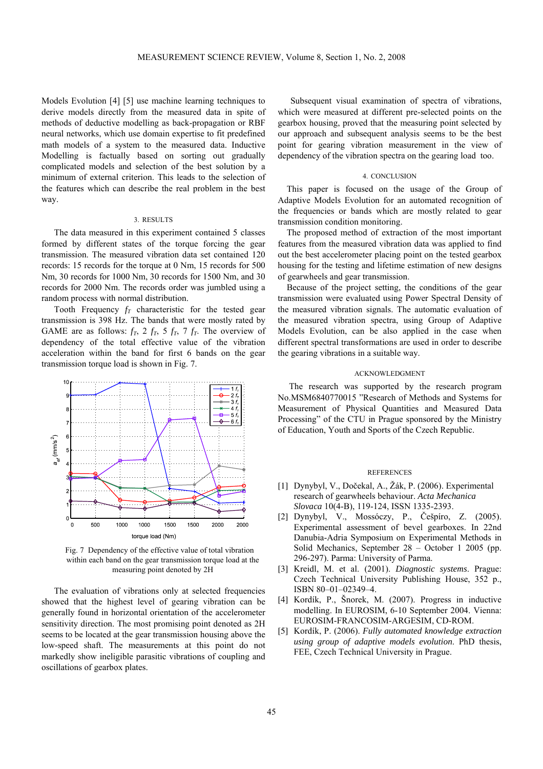Models Evolution [4] [5] use machine learning techniques to derive models directly from the measured data in spite of methods of deductive modelling as back-propagation or RBF neural networks, which use domain expertise to fit predefined math models of a system to the measured data. Inductive Modelling is factually based on sorting out gradually complicated models and selection of the best solution by a minimum of external criterion. This leads to the selection of the features which can describe the real problem in the best way.

## 3. RESULTS

The data measured in this experiment contained 5 classes formed by different states of the torque forcing the gear transmission. The measured vibration data set contained 120 records: 15 records for the torque at 0 Nm, 15 records for 500 Nm, 30 records for 1000 Nm, 30 records for 1500 Nm, and 30 records for 2000 Nm. The records order was jumbled using a random process with normal distribution.

Tooth Frequency $f_T$ characteristic for the tested gear transmission is 398 Hz. The bands that were mostly rated by GAME are as follows: $f_T$, 2 $f_T$, 5 $f_T$, 7 $f_T$. The overview of dependency of the total effective value of the vibration acceleration within the band for first 6 bands on the gear transmission torque load is shown in Fig. 7.

$a_{ef}$ (mm/s$^2$)

torque load (Nm)

0 500 1000 1000 1500 1500 2000 2000

1 $f_r$, 2 $f_r$, 3 $f_r$, 4 $f_r$, 5 $f_r$, 6 $f_r$

Fig. 7 Dependency of the effective value of total vibration within each band on the gear transmission torque load at the measuring point denoted by 2H

The evaluation of vibrations only at selected frequencies showed that the highest level of gearing vibration can be generally found in horizontal orientation of the accelerometer sensitivity direction. The most promising point denoted as 2H seems to be located at the gear transmission housing above the low-speed shaft. The measurements at this point do not markedly show ineligible parasitic vibrations of coupling and oscillations of gearbox plates.

Subsequent visual examination of spectra of vibrations, which were measured at different pre-selected points on the gearbox housing, proved that the measuring point selected by our approach and subsequent analysis seems to be the best point for gearing vibration measurement in the view of dependency of the vibration spectra on the gearing load too.

## 4. CONCLUSION

This paper is focused on the usage of the Group of Adaptive Models Evolution for an automated recognition of the frequencies or bands which are mostly related to gear transmission condition monitoring.

The proposed method of extraction of the most important features from the measured vibration data was applied to find out the best accelerometer placing point on the tested gearbox housing for the testing and lifetime estimation of new designs of gearwheels and gear transmission.

Because of the project setting, the conditions of the gear transmission were evaluated using Power Spectral Density of the measured vibration signals. The automatic evaluation of the measured vibration spectra, using Group of Adaptive Models Evolution, can be also applied in the case when different spectral transformations are used in order to describe the gearing vibrations in a suitable way.

## ACKNOWLEDGMENT

The research was supported by the research program No.MSM6840770015 "Research of Methods and Systems for Measurement of Physical Quantities and Measured Data Processing" of the CTU in Prague sponsored by the Ministry of Education, Youth and Sports of the Czech Republic.

## REFERENCES

[1] Dynybyl, V., Dočekal, A., Žák, P. (2006). Experimental research of gearwheels behaviour. *Acta Mechanica Slovaca* 10(4-B), 119-124, ISSN 1335-2393.

[2] Dynybyl, V., Mossóczy, P., Češpíro, Z. (2005). Experimental assessment of bevel gearboxes. In 22nd Danubia-Adria Symposium on Experimental Methods in Solid Mechanics, September 28 – October 1 2005 (pp. 296-297). Parma: University of Parma.

[3] Kreidl, M. et al. (2001). *Diagnostic systems*. Prague: Czech Technical University Publishing House, 352 p., ISBN 80–01–02349–4.

[4] Kordík, P., Šnorek, M. (2007). Progress in inductive modelling. In EUROSIM, 6-10 September 2004. Vienna: EUROSIM-FRANCOSIM-ARGESIM, CD-ROM.

[5] Kordík, P. (2006). *Fully automated knowledge extraction using group of adaptive models evolution*. PhD thesis, FEE, Czech Technical University in Prague.